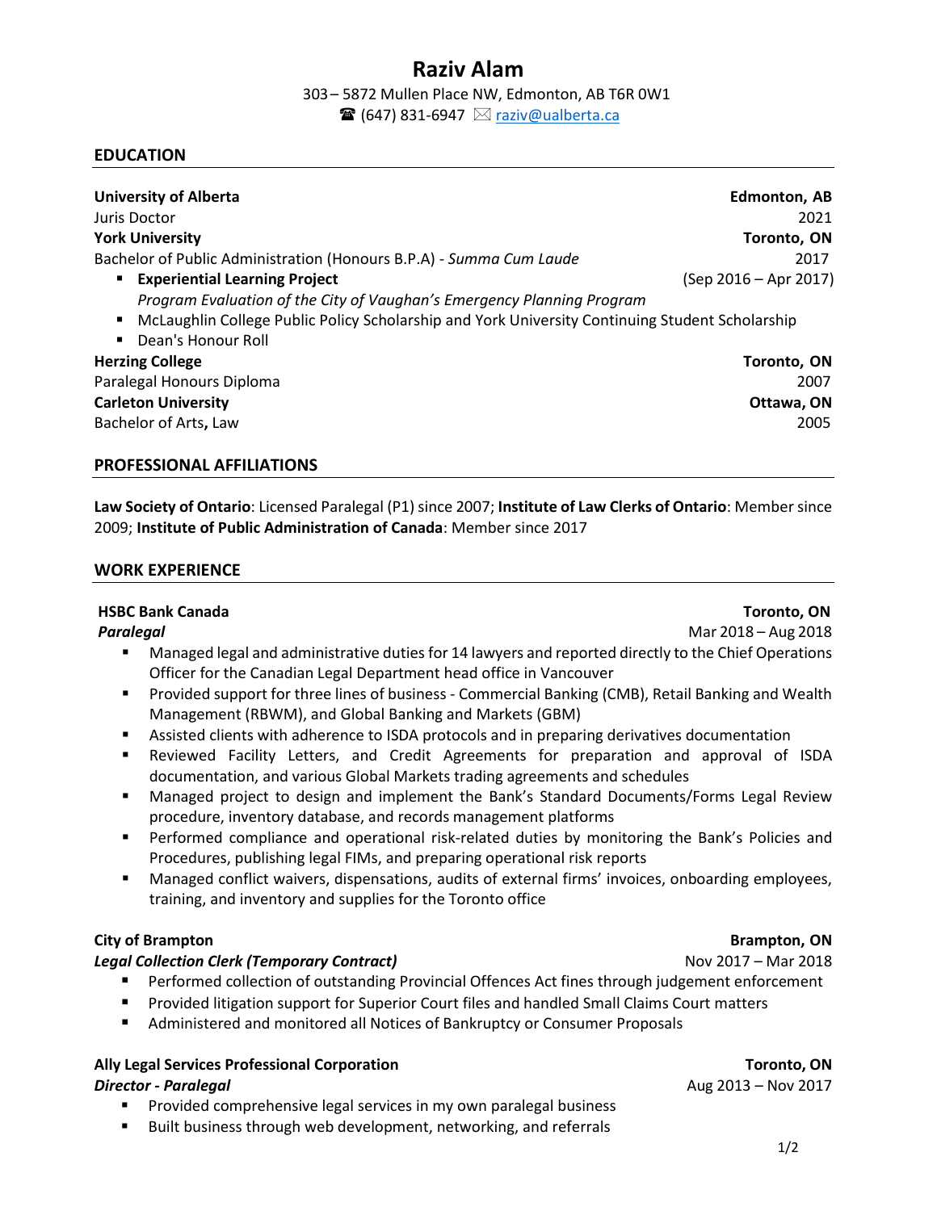# Raziv Alam

303 – 5872 Mullen Place NW, Edmonton, AB T6R 0W1

☎ (647) 831-6947 ✉ raziv@ualberta.ca

## EDUCATION

**University of Alberta** — **Edmonton, AB**
Juris Doctor — 2021

**York University** — **Toronto, ON**
Bachelor of Public Administration (Honours B.P.A) - *Summa Cum Laude* — 2017

- **Experiential Learning Project** — (Sep 2016 – Apr 2017)
  *Program Evaluation of the City of Vaughan's Emergency Planning Program*
- McLaughlin College Public Policy Scholarship and York University Continuing Student Scholarship
- Dean's Honour Roll

**Herzing College** — **Toronto, ON**
Paralegal Honours Diploma — 2007

**Carleton University** — **Ottawa, ON**
Bachelor of Arts**,** Law — 2005

## PROFESSIONAL AFFILIATIONS

**Law Society of Ontario**: Licensed Paralegal (P1) since 2007; **Institute of Law Clerks of Ontario**: Member since 2009; **Institute of Public Administration of Canada**: Member since 2017

## WORK EXPERIENCE

**HSBC Bank Canada** — **Toronto, ON**
***Paralegal*** — Mar 2018 – Aug 2018

- Managed legal and administrative duties for 14 lawyers and reported directly to the Chief Operations Officer for the Canadian Legal Department head office in Vancouver
- Provided support for three lines of business - Commercial Banking (CMB), Retail Banking and Wealth Management (RBWM), and Global Banking and Markets (GBM)
- Assisted clients with adherence to ISDA protocols and in preparing derivatives documentation
- Reviewed Facility Letters, and Credit Agreements for preparation and approval of ISDA documentation, and various Global Markets trading agreements and schedules
- Managed project to design and implement the Bank's Standard Documents/Forms Legal Review procedure, inventory database, and records management platforms
- Performed compliance and operational risk-related duties by monitoring the Bank's Policies and Procedures, publishing legal FIMs, and preparing operational risk reports
- Managed conflict waivers, dispensations, audits of external firms' invoices, onboarding employees, training, and inventory and supplies for the Toronto office

**City of Brampton** — **Brampton, ON**
***Legal Collection Clerk (Temporary Contract)*** — Nov 2017 – Mar 2018

- Performed collection of outstanding Provincial Offences Act fines through judgement enforcement
- Provided litigation support for Superior Court files and handled Small Claims Court matters
- Administered and monitored all Notices of Bankruptcy or Consumer Proposals

**Ally Legal Services Professional Corporation** — **Toronto, ON**
***Director - Paralegal*** — Aug 2013 – Nov 2017

- Provided comprehensive legal services in my own paralegal business
- Built business through web development, networking, and referrals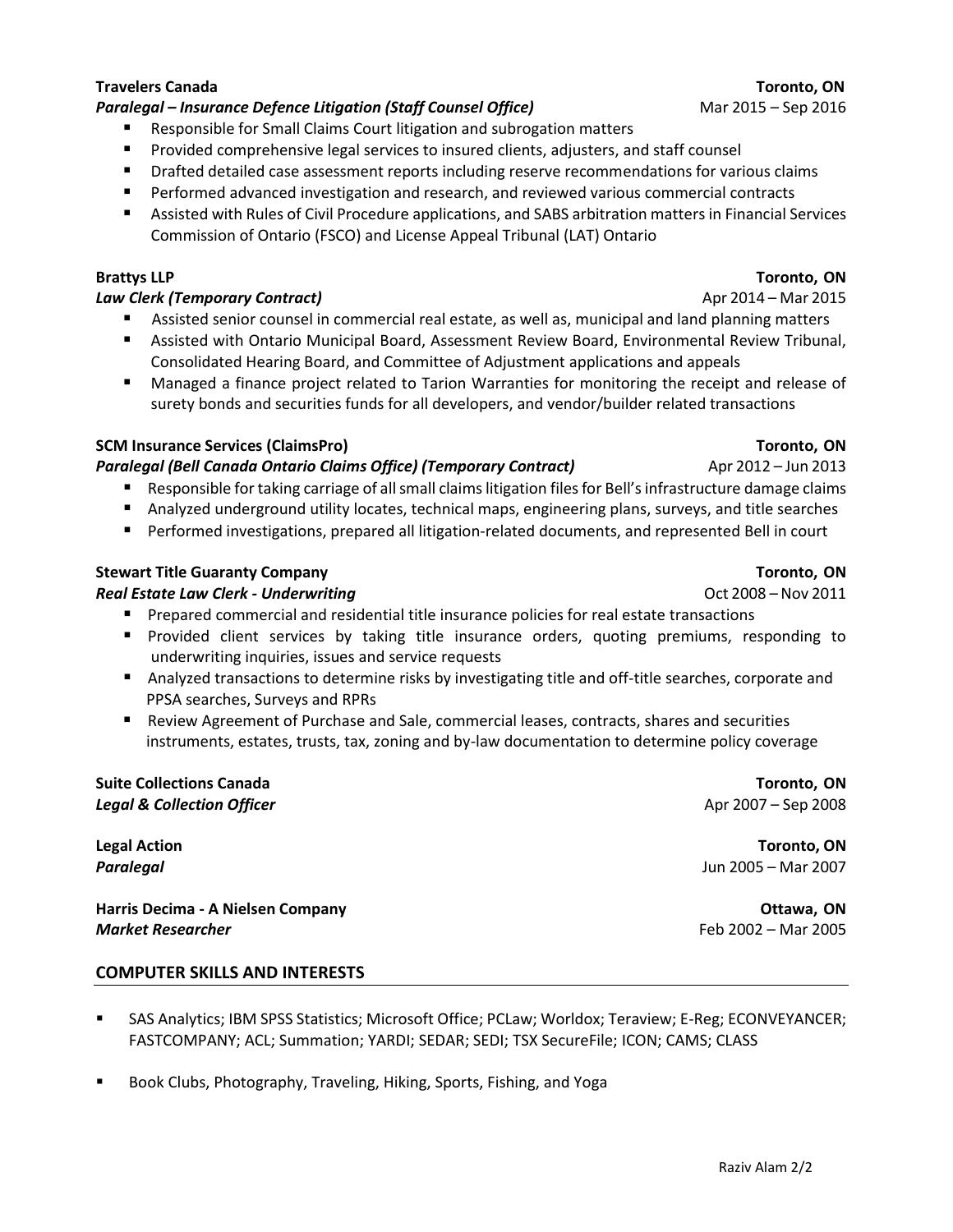**Travelers Canada** **Toronto, ON**
***Paralegal – Insurance Defence Litigation (Staff Counsel Office)*** Mar 2015 – Sep 2016

- Responsible for Small Claims Court litigation and subrogation matters
- Provided comprehensive legal services to insured clients, adjusters, and staff counsel
- Drafted detailed case assessment reports including reserve recommendations for various claims
- Performed advanced investigation and research, and reviewed various commercial contracts
- Assisted with Rules of Civil Procedure applications, and SABS arbitration matters in Financial Services Commission of Ontario (FSCO) and License Appeal Tribunal (LAT) Ontario

**Brattys LLP** **Toronto, ON**
***Law Clerk (Temporary Contract)*** Apr 2014 – Mar 2015

- Assisted senior counsel in commercial real estate, as well as, municipal and land planning matters
- Assisted with Ontario Municipal Board, Assessment Review Board, Environmental Review Tribunal, Consolidated Hearing Board, and Committee of Adjustment applications and appeals
- Managed a finance project related to Tarion Warranties for monitoring the receipt and release of surety bonds and securities funds for all developers, and vendor/builder related transactions

**SCM Insurance Services (ClaimsPro)** **Toronto, ON**
***Paralegal (Bell Canada Ontario Claims Office) (Temporary Contract)*** Apr 2012 – Jun 2013

- Responsible for taking carriage of all small claims litigation files for Bell's infrastructure damage claims
- Analyzed underground utility locates, technical maps, engineering plans, surveys, and title searches
- Performed investigations, prepared all litigation-related documents, and represented Bell in court

**Stewart Title Guaranty Company** **Toronto, ON**
***Real Estate Law Clerk - Underwriting*** Oct 2008 – Nov 2011

- Prepared commercial and residential title insurance policies for real estate transactions
- Provided client services by taking title insurance orders, quoting premiums, responding to underwriting inquiries, issues and service requests
- Analyzed transactions to determine risks by investigating title and off-title searches, corporate and PPSA searches, Surveys and RPRs
- Review Agreement of Purchase and Sale, commercial leases, contracts, shares and securities instruments, estates, trusts, tax, zoning and by-law documentation to determine policy coverage

**Suite Collections Canada** **Toronto, ON**
***Legal & Collection Officer*** Apr 2007 – Sep 2008

**Legal Action** **Toronto, ON**
***Paralegal*** Jun 2005 – Mar 2007

**Harris Decima - A Nielsen Company** **Ottawa, ON**
***Market Researcher*** Feb 2002 – Mar 2005

## COMPUTER SKILLS AND INTERESTS

- SAS Analytics; IBM SPSS Statistics; Microsoft Office; PCLaw; Worldox; Teraview; E-Reg; ECONVEYANCER; FASTCOMPANY; ACL; Summation; YARDI; SEDAR; SEDI; TSX SecureFile; ICON; CAMS; CLASS

- Book Clubs, Photography, Traveling, Hiking, Sports, Fishing, and Yoga